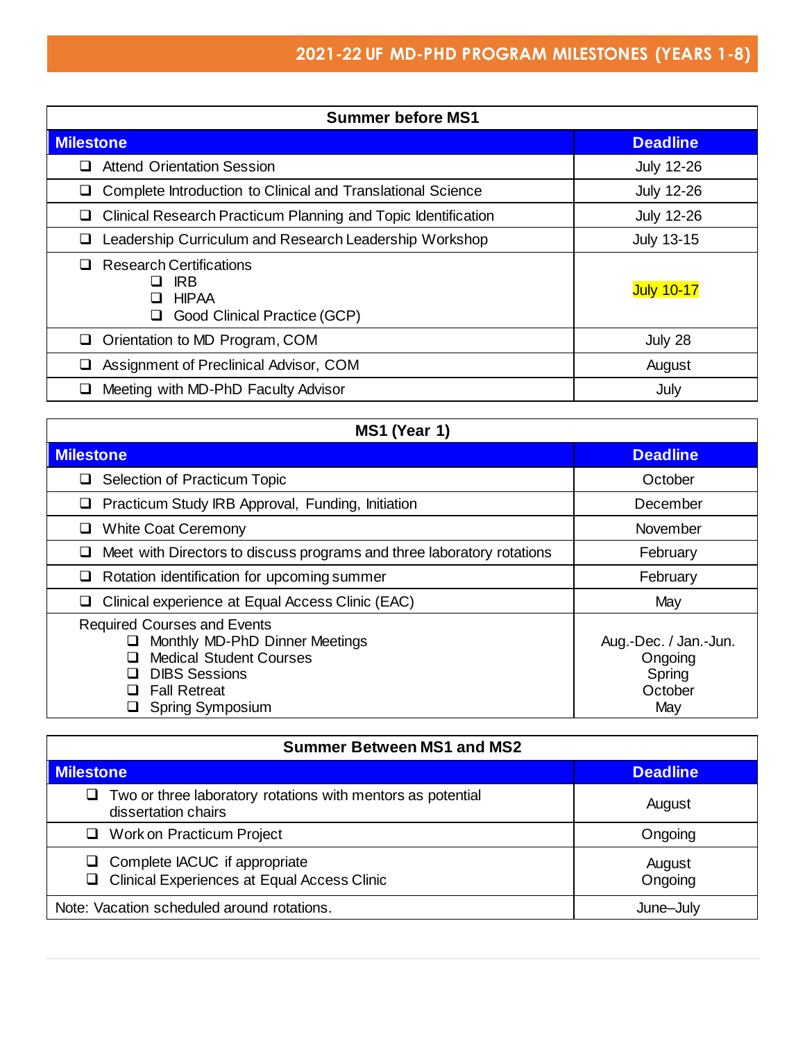# 2021-22 UF MD-PHD PROGRAM MILESTONES (YEARS 1-8)

| Summer before MS1 | |
|---|---|
| **Milestone** | **Deadline** |
| ❑ Attend Orientation Session | July 12-26 |
| ❑ Complete Introduction to Clinical and Translational Science | July 12-26 |
| ❑ Clinical Research Practicum Planning and Topic Identification | July 12-26 |
| ❑ Leadership Curriculum and Research Leadership Workshop | July 13-15 |
| ❑ Research Certifications<br>❑ IRB<br>❑ HIPAA<br>❑ Good Clinical Practice (GCP) | July 10-17 |
| ❑ Orientation to MD Program, COM | July 28 |
| ❑ Assignment of Preclinical Advisor, COM | August |
| ❑ Meeting with MD-PhD Faculty Advisor | July |

| MS1 (Year 1) | |
|---|---|
| **Milestone** | **Deadline** |
| ❑ Selection of Practicum Topic | October |
| ❑ Practicum Study IRB Approval, Funding, Initiation | December |
| ❑ White Coat Ceremony | November |
| ❑ Meet with Directors to discuss programs and three laboratory rotations | February |
| ❑ Rotation identification for upcoming summer | February |
| ❑ Clinical experience at Equal Access Clinic (EAC) | May |
| Required Courses and Events<br>❑ Monthly MD-PhD Dinner Meetings<br>❑ Medical Student Courses<br>❑ DIBS Sessions<br>❑ Fall Retreat<br>❑ Spring Symposium | <br>Aug.-Dec. / Jan.-Jun.<br>Ongoing<br>Spring<br>October<br>May |

| Summer Between MS1 and MS2 | |
|---|---|
| **Milestone** | **Deadline** |
| ❑ Two or three laboratory rotations with mentors as potential dissertation chairs | August |
| ❑ Work on Practicum Project | Ongoing |
| ❑ Complete IACUC if appropriate<br>❑ Clinical Experiences at Equal Access Clinic | August<br>Ongoing |
| Note: Vacation scheduled around rotations. | June–July |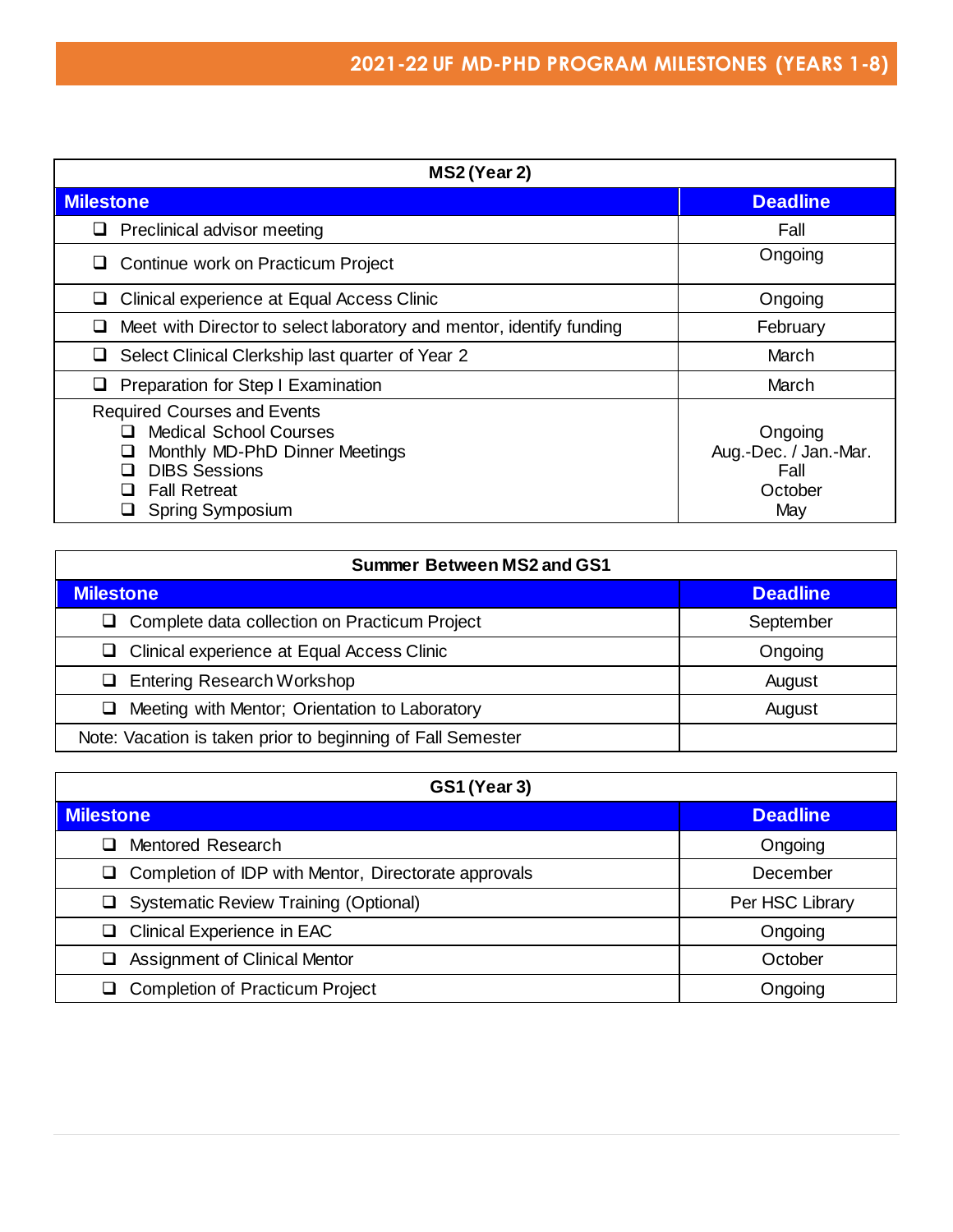## 2021-22 UF MD-PHD PROGRAM MILESTONES (YEARS 1-8)

**MS2 (Year 2)**

| Milestone | Deadline |
|---|---|
| ❑ Preclinical advisor meeting | Fall |
| ❑ Continue work on Practicum Project | Ongoing |
| ❑ Clinical experience at Equal Access Clinic | Ongoing |
| ❑ Meet with Director to select laboratory and mentor, identify funding | February |
| ❑ Select Clinical Clerkship last quarter of Year 2 | March |
| ❑ Preparation for Step I Examination | March |
| Required Courses and Events | |
| ❑ Medical School Courses | Ongoing |
| ❑ Monthly MD-PhD Dinner Meetings | Aug.-Dec. / Jan.-Mar. |
| ❑ DIBS Sessions | Fall |
| ❑ Fall Retreat | October |
| ❑ Spring Symposium | May |

**Summer Between MS2 and GS1**

| Milestone | Deadline |
|---|---|
| ❑ Complete data collection on Practicum Project | September |
| ❑ Clinical experience at Equal Access Clinic | Ongoing |
| ❑ Entering Research Workshop | August |
| ❑ Meeting with Mentor; Orientation to Laboratory | August |
| Note: Vacation is taken prior to beginning of Fall Semester | |

**GS1 (Year 3)**

| Milestone | Deadline |
|---|---|
| ❑ Mentored Research | Ongoing |
| ❑ Completion of IDP with Mentor, Directorate approvals | December |
| ❑ Systematic Review Training (Optional) | Per HSC Library |
| ❑ Clinical Experience in EAC | Ongoing |
| ❑ Assignment of Clinical Mentor | October |
| ❑ Completion of Practicum Project | Ongoing |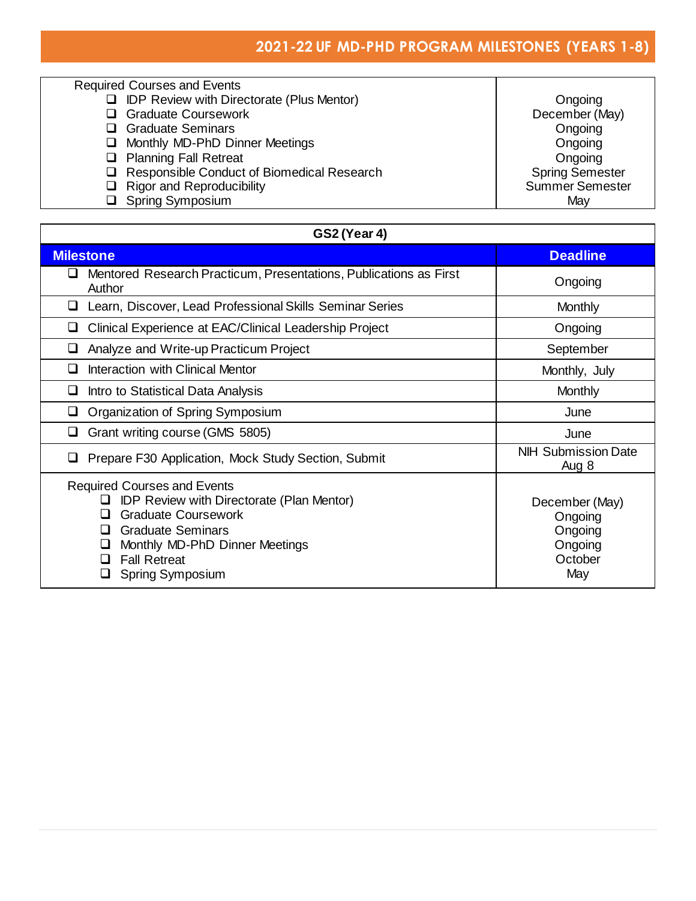## 2021-22 UF MD-PHD PROGRAM MILESTONES (YEARS 1-8)

| Required Courses and Events | |
|---|---|
| ❑ IDP Review with Directorate (Plus Mentor) | Ongoing |
| ❑ Graduate Coursework | December (May) |
| ❑ Graduate Seminars | Ongoing |
| ❑ Monthly MD-PhD Dinner Meetings | Ongoing |
| ❑ Planning Fall Retreat | Ongoing |
| ❑ Responsible Conduct of Biomedical Research | Spring Semester |
| ❑ Rigor and Reproducibility | Summer Semester |
| ❑ Spring Symposium | May |

| GS2 (Year 4) | |
|---|---|
| **Milestone** | **Deadline** |
| ❑ Mentored Research Practicum, Presentations, Publications as First Author | Ongoing |
| ❑ Learn, Discover, Lead Professional Skills Seminar Series | Monthly |
| ❑ Clinical Experience at EAC/Clinical Leadership Project | Ongoing |
| ❑ Analyze and Write-up Practicum Project | September |
| ❑ Interaction with Clinical Mentor | Monthly, July |
| ❑ Intro to Statistical Data Analysis | Monthly |
| ❑ Organization of Spring Symposium | June |
| ❑ Grant writing course (GMS 5805) | June |
| ❑ Prepare F30 Application, Mock Study Section, Submit | NIH Submission Date Aug 8 |
| Required Courses and Events<br>❑ IDP Review with Directorate (Plan Mentor)<br>❑ Graduate Coursework<br>❑ Graduate Seminars<br>❑ Monthly MD-PhD Dinner Meetings<br>❑ Fall Retreat<br>❑ Spring Symposium | <br>December (May)<br>Ongoing<br>Ongoing<br>Ongoing<br>October<br>May |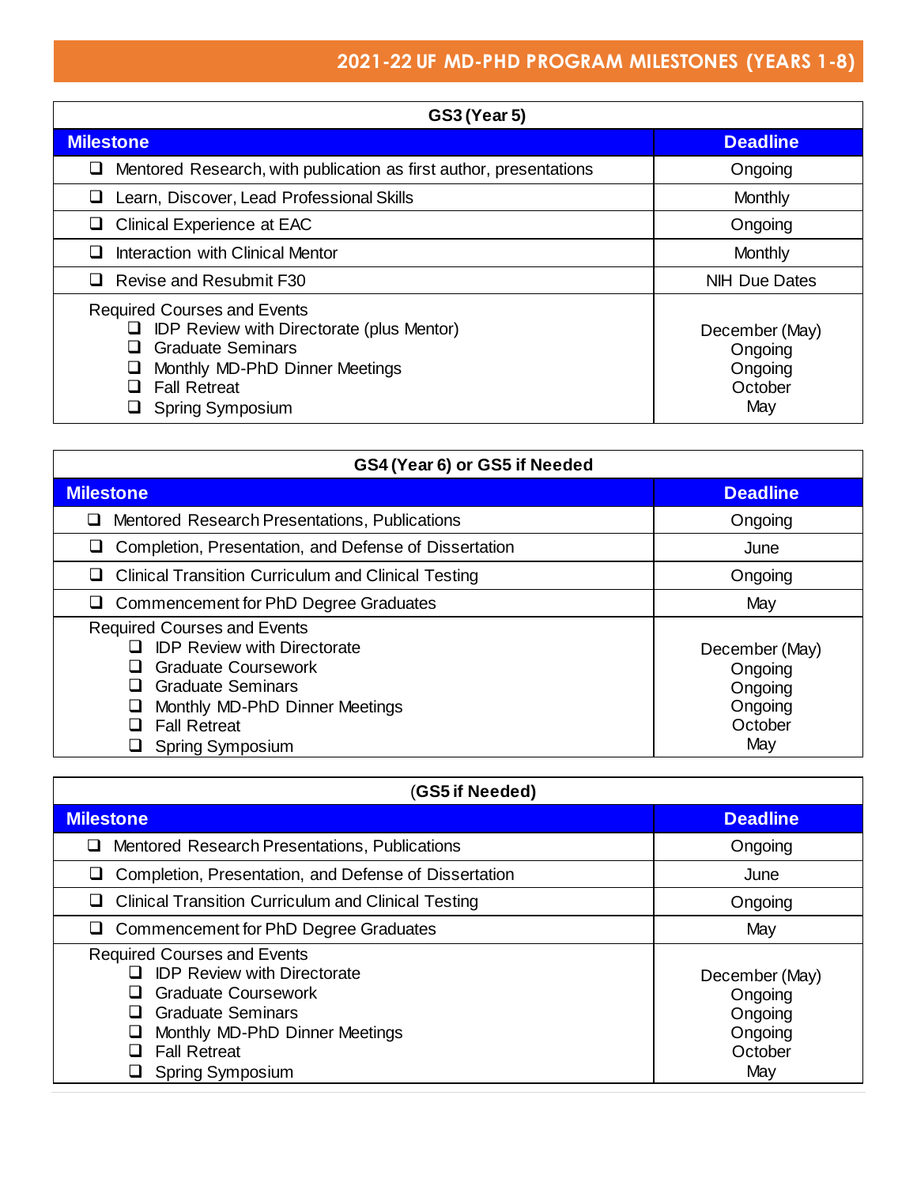## 2021-22 UF MD-PHD PROGRAM MILESTONES (YEARS 1-8)

**GS3 (Year 5)**

| Milestone | Deadline |
|---|---|
| ❑ Mentored Research, with publication as first author, presentations | Ongoing |
| ❑ Learn, Discover, Lead Professional Skills | Monthly |
| ❑ Clinical Experience at EAC | Ongoing |
| ❑ Interaction with Clinical Mentor | Monthly |
| ❑ Revise and Resubmit F30 | NIH Due Dates |
| Required Courses and Events<br>❑ IDP Review with Directorate (plus Mentor)<br>❑ Graduate Seminars<br>❑ Monthly MD-PhD Dinner Meetings<br>❑ Fall Retreat<br>❑ Spring Symposium | <br>December (May)<br>Ongoing<br>Ongoing<br>October<br>May |

**GS4 (Year 6) or GS5 if Needed**

| Milestone | Deadline |
|---|---|
| ❑ Mentored Research Presentations, Publications | Ongoing |
| ❑ Completion, Presentation, and Defense of Dissertation | June |
| ❑ Clinical Transition Curriculum and Clinical Testing | Ongoing |
| ❑ Commencement for PhD Degree Graduates | May |
| Required Courses and Events<br>❑ IDP Review with Directorate<br>❑ Graduate Coursework<br>❑ Graduate Seminars<br>❑ Monthly MD-PhD Dinner Meetings<br>❑ Fall Retreat<br>❑ Spring Symposium | <br>December (May)<br>Ongoing<br>Ongoing<br>Ongoing<br>October<br>May |

**(GS5 if Needed)**

| Milestone | Deadline |
|---|---|
| ❑ Mentored Research Presentations, Publications | Ongoing |
| ❑ Completion, Presentation, and Defense of Dissertation | June |
| ❑ Clinical Transition Curriculum and Clinical Testing | Ongoing |
| ❑ Commencement for PhD Degree Graduates | May |
| Required Courses and Events<br>❑ IDP Review with Directorate<br>❑ Graduate Coursework<br>❑ Graduate Seminars<br>❑ Monthly MD-PhD Dinner Meetings<br>❑ Fall Retreat<br>❑ Spring Symposium | <br>December (May)<br>Ongoing<br>Ongoing<br>Ongoing<br>October<br>May |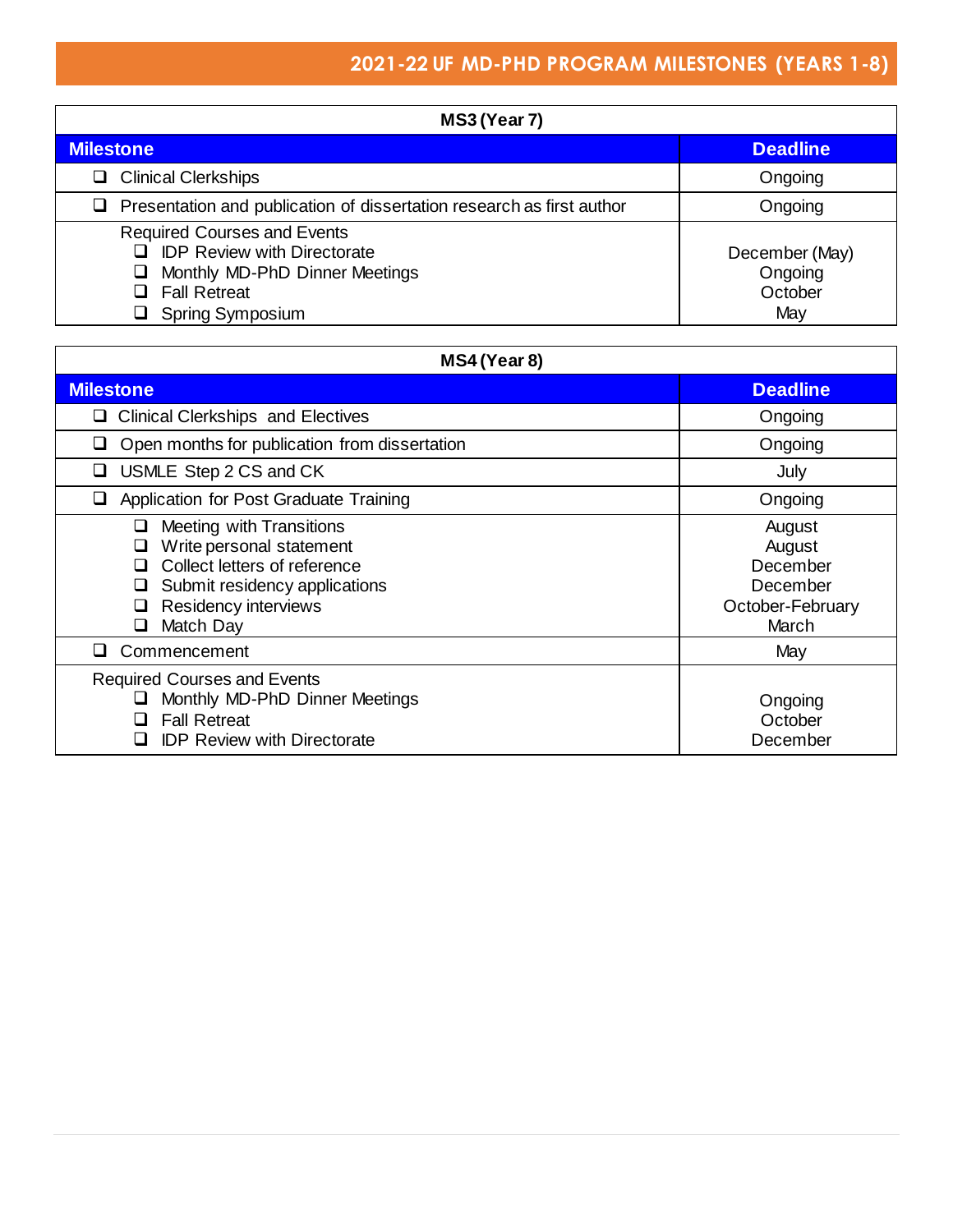## 2021-22 UF MD-PHD PROGRAM MILESTONES (YEARS 1-8)

**MS3 (Year 7)**

| Milestone | Deadline |
|---|---|
| ❑ Clinical Clerkships | Ongoing |
| ❑ Presentation and publication of dissertation research as first author | Ongoing |
| Required Courses and Events<br>❑ IDP Review with Directorate<br>❑ Monthly MD-PhD Dinner Meetings<br>❑ Fall Retreat<br>❑ Spring Symposium | <br>December (May)<br>Ongoing<br>October<br>May |

**MS4 (Year 8)**

| Milestone | Deadline |
|---|---|
| ❑ Clinical Clerkships and Electives | Ongoing |
| ❑ Open months for publication from dissertation | Ongoing |
| ❑ USMLE Step 2 CS and CK | July |
| ❑ Application for Post Graduate Training | Ongoing |
| ❑ Meeting with Transitions<br>❑ Write personal statement<br>❑ Collect letters of reference<br>❑ Submit residency applications<br>❑ Residency interviews<br>❑ Match Day | August<br>August<br>December<br>December<br>October-February<br>March |
| ❑ Commencement | May |
| Required Courses and Events<br>❑ Monthly MD-PhD Dinner Meetings<br>❑ Fall Retreat<br>❑ IDP Review with Directorate | <br>Ongoing<br>October<br>December |